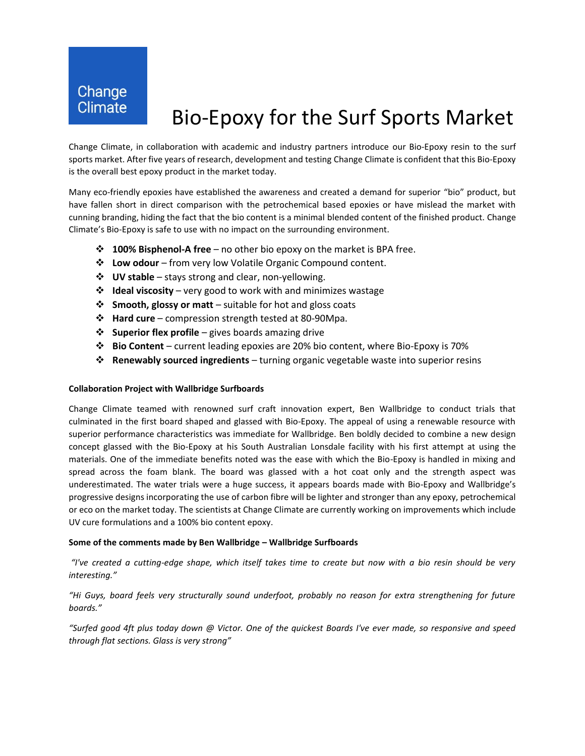Change Climate

# Bio-Epoxy for the Surf Sports Market

Change Climate, in collaboration with academic and industry partners introduce our Bio-Epoxy resin to the surf sports market. After five years of research, development and testing Change Climate is confident that this Bio-Epoxy is the overall best epoxy product in the market today.

Many eco-friendly epoxies have established the awareness and created a demand for superior "bio" product, but have fallen short in direct comparison with the petrochemical based epoxies or have mislead the market with cunning branding, hiding the fact that the bio content is a minimal blended content of the finished product. Change Climate's Bio-Epoxy is safe to use with no impact on the surrounding environment.

- **100% Bisphenol-A free** – no other bio epoxy on the market is BPA free.
- **Low odour** – from very low Volatile Organic Compound content.
- **UV stable** – stays strong and clear, non-yellowing.
- **Ideal viscosity** – very good to work with and minimizes wastage
- **Smooth, glossy or matt** – suitable for hot and gloss coats
- **Hard cure** – compression strength tested at 80-90Mpa.
- **Superior flex profile** – gives boards amazing drive
- **Bio Content** – current leading epoxies are 20% bio content, where Bio-Epoxy is 70%
- **Renewably sourced ingredients** – turning organic vegetable waste into superior resins

**Collaboration Project with Wallbridge Surfboards**

Change Climate teamed with renowned surf craft innovation expert, Ben Wallbridge to conduct trials that culminated in the first board shaped and glassed with Bio-Epoxy. The appeal of using a renewable resource with superior performance characteristics was immediate for Wallbridge. Ben boldly decided to combine a new design concept glassed with the Bio-Epoxy at his South Australian Lonsdale facility with his first attempt at using the materials. One of the immediate benefits noted was the ease with which the Bio-Epoxy is handled in mixing and spread across the foam blank. The board was glassed with a hot coat only and the strength aspect was underestimated. The water trials were a huge success, it appears boards made with Bio-Epoxy and Wallbridge's progressive designs incorporating the use of carbon fibre will be lighter and stronger than any epoxy, petrochemical or eco on the market today. The scientists at Change Climate are currently working on improvements which include UV cure formulations and a 100% bio content epoxy.

**Some of the comments made by Ben Wallbridge – Wallbridge Surfboards**

*"I've created a cutting-edge shape, which itself takes time to create but now with a bio resin should be very interesting."*

*"Hi Guys, board feels very structurally sound underfoot, probably no reason for extra strengthening for future boards."*

*"Surfed good 4ft plus today down @ Victor. One of the quickest Boards I've ever made, so responsive and speed through flat sections. Glass is very strong"*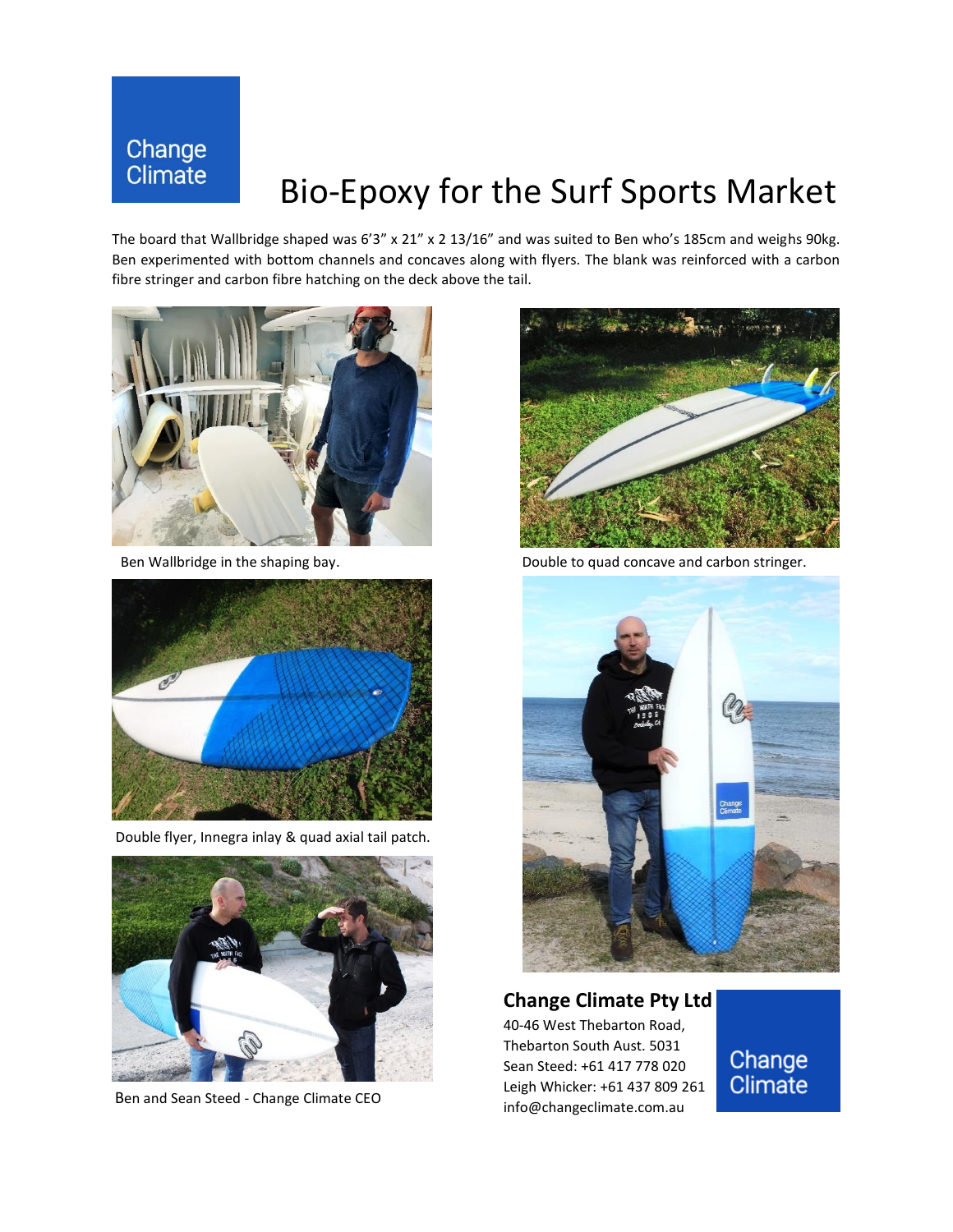Change Climate

# Bio-Epoxy for the Surf Sports Market

The board that Wallbridge shaped was 6’3” x 21” x 2 13/16” and was suited to Ben who’s 185cm and weighs 90kg. Ben experimented with bottom channels and concaves along with flyers. The blank was reinforced with a carbon fibre stringer and carbon fibre hatching on the deck above the tail.

Ben Wallbridge in the shaping bay.

Double to quad concave and carbon stringer.

Double flyer, Innegra inlay & quad axial tail patch.

Ben and Sean Steed - Change Climate CEO

**Change Climate Pty Ltd**
40-46 West Thebarton Road,
Thebarton South Aust. 5031
Sean Steed: +61 417 778 020
Leigh Whicker: +61 437 809 261
info@changeclimate.com.au

Change Climate